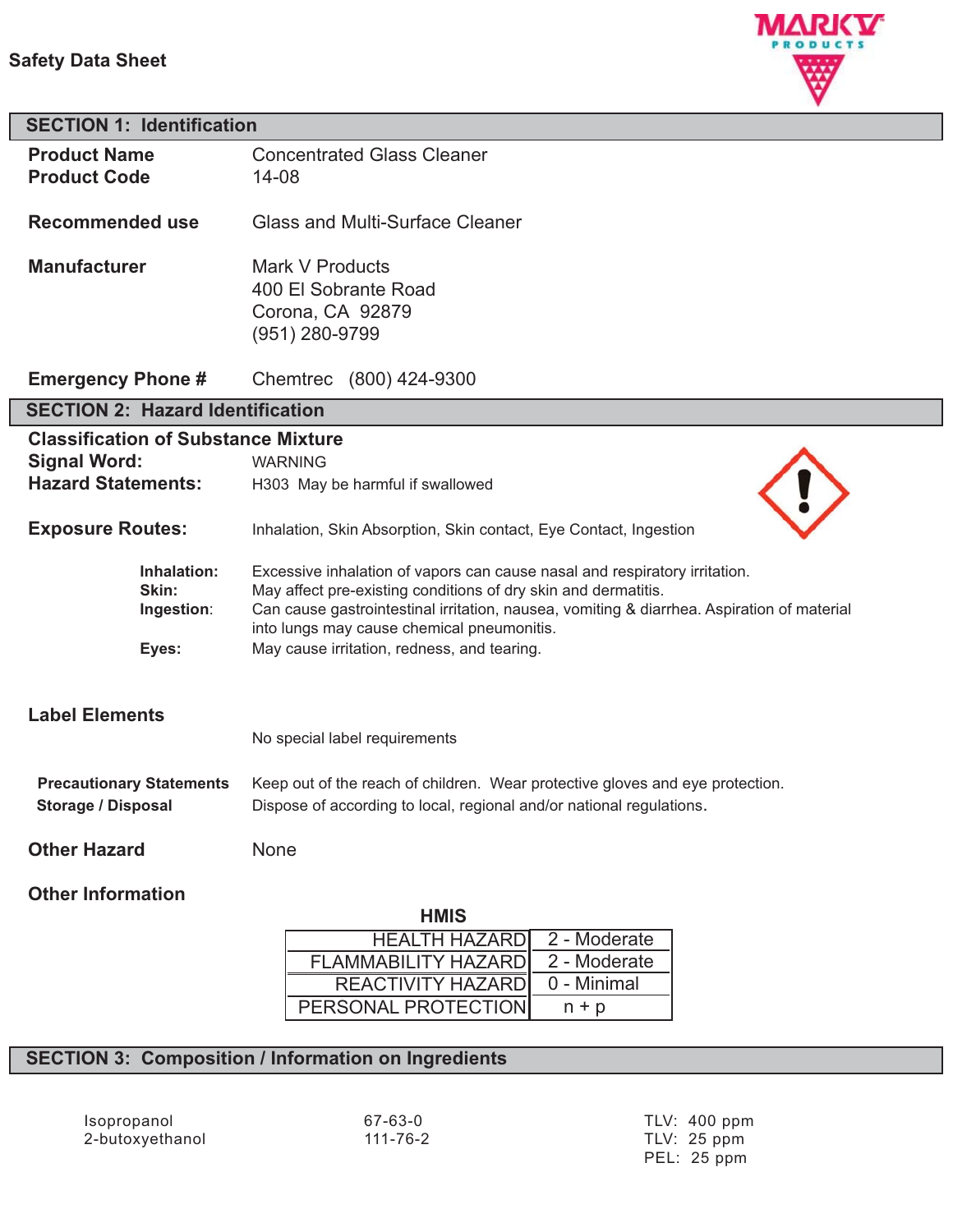**Safety Data Sheet**

## SECTION 1: Identification

**Product Name** Concentrated Glass Cleaner
**Product Code** 14-08

**Recommended use** Glass and Multi-Surface Cleaner

**Manufacturer**
Mark V Products
400 El Sobrante Road
Corona, CA 92879
(951) 280-9799

**Emergency Phone #** Chemtrec (800) 424-9300

## SECTION 2: Hazard Identification

**Classification of Substance Mixture**
**Signal Word:** WARNING
**Hazard Statements:** H303 May be harmful if swallowed

**Exposure Routes:** Inhalation, Skin Absorption, Skin contact, Eye Contact, Ingestion

**Inhalation:** Excessive inhalation of vapors can cause nasal and respiratory irritation.
**Skin:** May affect pre-existing conditions of dry skin and dermatitis.
**Ingestion:** Can cause gastrointestinal irritation, nausea, vomiting & diarrhea. Aspiration of material into lungs may cause chemical pneumonitis.
**Eyes:** May cause irritation, redness, and tearing.

**Label Elements**

No special label requirements

**Precautionary Statements** Keep out of the reach of children. Wear protective gloves and eye protection.
**Storage / Disposal** Dispose of according to local, regional and/or national regulations.

**Other Hazard** None

**Other Information**

**HMIS**

| | |
|---|---|
| HEALTH HAZARD | 2 - Moderate |
| FLAMMABILITY HAZARD | 2 - Moderate |
| REACTIVITY HAZARD | 0 - Minimal |
| PERSONAL PROTECTION | n + p |

## SECTION 3: Composition / Information on Ingredients

| | | |
|---|---|---|
| Isopropanol | 67-63-0 | TLV: 400 ppm |
| 2-butoxyethanol | 111-76-2 | TLV: 25 ppm<br>PEL: 25 ppm |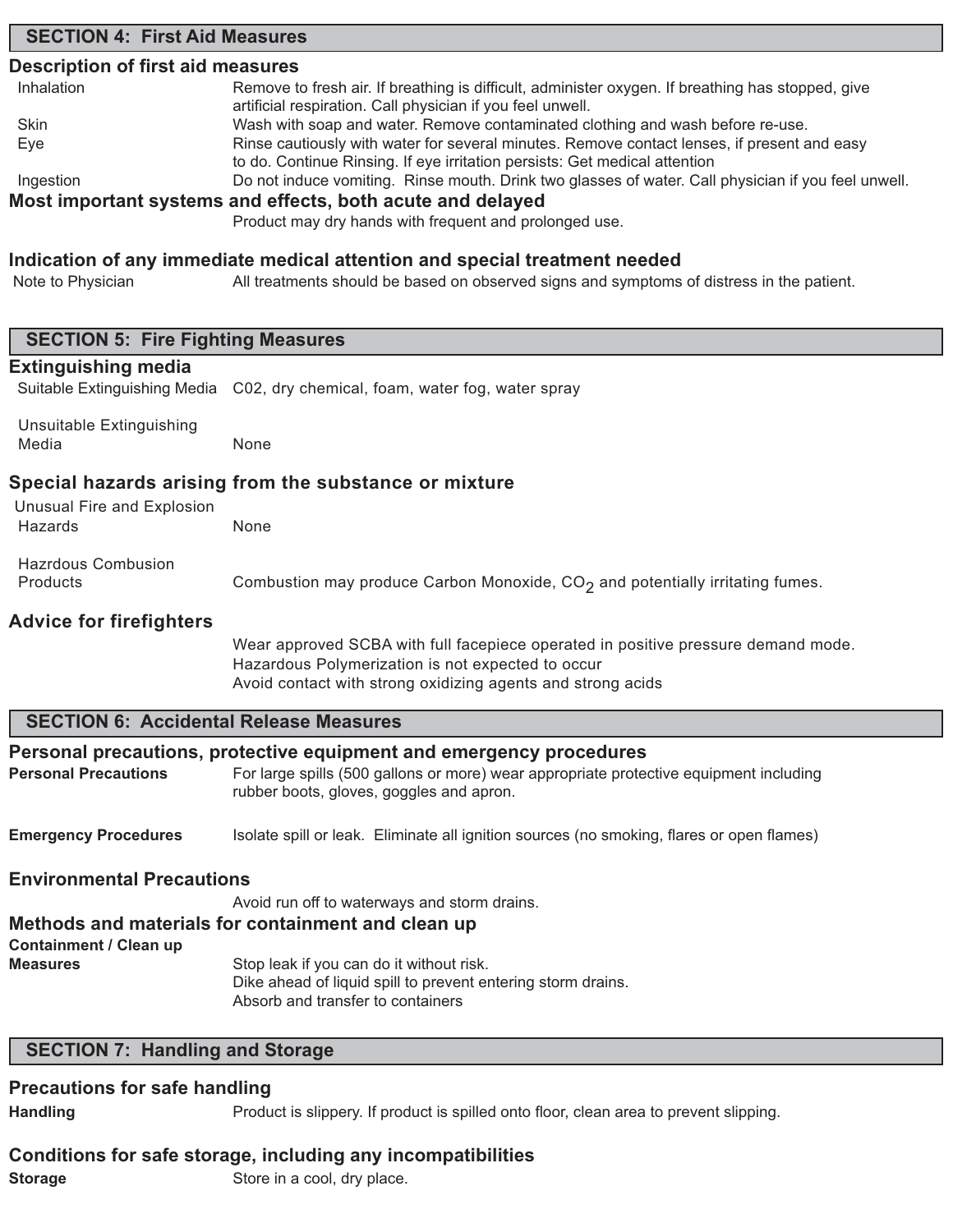## SECTION 4: First Aid Measures

### Description of first aid measures

| | |
|---|---|
| Inhalation | Remove to fresh air. If breathing is difficult, administer oxygen. If breathing has stopped, give artificial respiration. Call physician if you feel unwell. |
| Skin | Wash with soap and water. Remove contaminated clothing and wash before re-use. |
| Eye | Rinse cautiously with water for several minutes. Remove contact lenses, if present and easy to do. Continue Rinsing. If eye irritation persists: Get medical attention |
| Ingestion | Do not induce vomiting. Rinse mouth. Drink two glasses of water. Call physician if you feel unwell. |

### Most important systems and effects, both acute and delayed

Product may dry hands with frequent and prolonged use.

### Indication of any immediate medical attention and special treatment needed

Note to Physician — All treatments should be based on observed signs and symptoms of distress in the patient.

## SECTION 5: Fire Fighting Measures

### Extinguishing media

Suitable Extinguishing Media — C02, dry chemical, foam, water fog, water spray

Unsuitable Extinguishing Media — None

### Special hazards arising from the substance or mixture

Unusual Fire and Explosion Hazards — None

Hazrdous Combustion Products — Combustion may produce Carbon Monoxide, $CO_2$ and potentially irritating fumes.

### Advice for firefighters

Wear approved SCBA with full facepiece operated in positive pressure demand mode.
Hazardous Polymerization is not expected to occur
Avoid contact with strong oxidizing agents and strong acids

## SECTION 6: Accidental Release Measures

### Personal precautions, protective equipment and emergency procedures

**Personal Precautions** — For large spills (500 gallons or more) wear appropriate protective equipment including rubber boots, gloves, goggles and apron.

**Emergency Procedures** — Isolate spill or leak. Eliminate all ignition sources (no smoking, flares or open flames)

### Environmental Precautions

Avoid run off to waterways and storm drains.

### Methods and materials for containment and clean up

**Containment / Clean up Measures** — Stop leak if you can do it without risk.
Dike ahead of liquid spill to prevent entering storm drains.
Absorb and transfer to containers

## SECTION 7: Handling and Storage

### Precautions for safe handling

**Handling** — Product is slippery. If product is spilled onto floor, clean area to prevent slipping.

### Conditions for safe storage, including any incompatibilities

**Storage** — Store in a cool, dry place.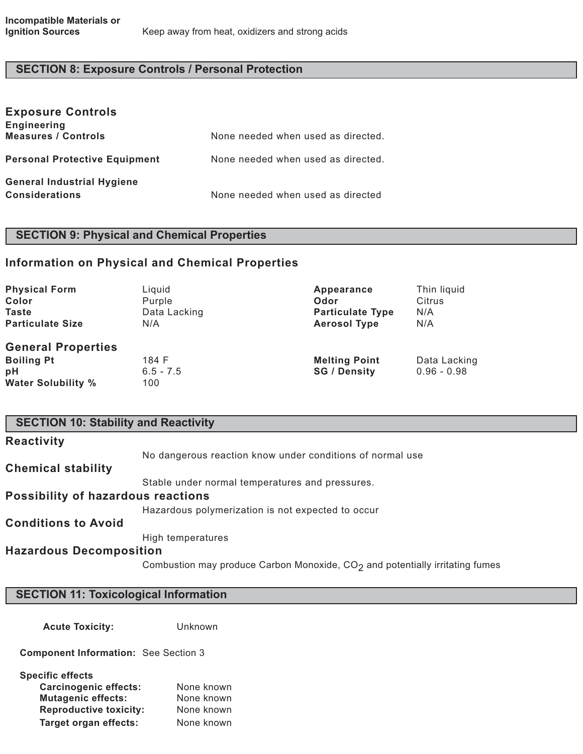| | |
|---|---|
| **Incompatible Materials or Ignition Sources** | Keep away from heat, oxidizers and strong acids |

## SECTION 8: Exposure Controls / Personal Protection

### Exposure Controls

| | |
|---|---|
| **Engineering Measures / Controls** | None needed when used as directed. |
| **Personal Protective Equipment** | None needed when used as directed. |
| **General Industrial Hygiene Considerations** | None needed when used as directed |

## SECTION 9: Physical and Chemical Properties

### Information on Physical and Chemical Properties

| | | | |
|---|---|---|---|
| **Physical Form** | Liquid | **Appearance** | Thin liquid |
| **Color** | Purple | **Odor** | Citrus |
| **Taste** | Data Lacking | **Particulate Type** | N/A |
| **Particulate Size** | N/A | **Aerosol Type** | N/A |

### General Properties

| | | | |
|---|---|---|---|
| **Boiling Pt** | 184 F | **Melting Point** | Data Lacking |
| **pH** | 6.5 - 7.5 | **SG / Density** | 0.96 - 0.98 |
| **Water Solubility %** | 100 | | |

## SECTION 10: Stability and Reactivity

**Reactivity**

No dangerous reaction know under conditions of normal use

**Chemical stability**

Stable under normal temperatures and pressures.

**Possibility of hazardous reactions**

Hazardous polymerization is not expected to occur

**Conditions to Avoid**

High temperatures

**Hazardous Decomposition**

Combustion may produce Carbon Monoxide, $CO_2$ and potentially irritating fumes

## SECTION 11: Toxicological Information

**Acute Toxicity:** Unknown

**Component Information:** See Section 3

**Specific effects**

| | |
|---|---|
| **Carcinogenic effects:** | None known |
| **Mutagenic effects:** | None known |
| **Reproductive toxicity:** | None known |
| **Target organ effects:** | None known |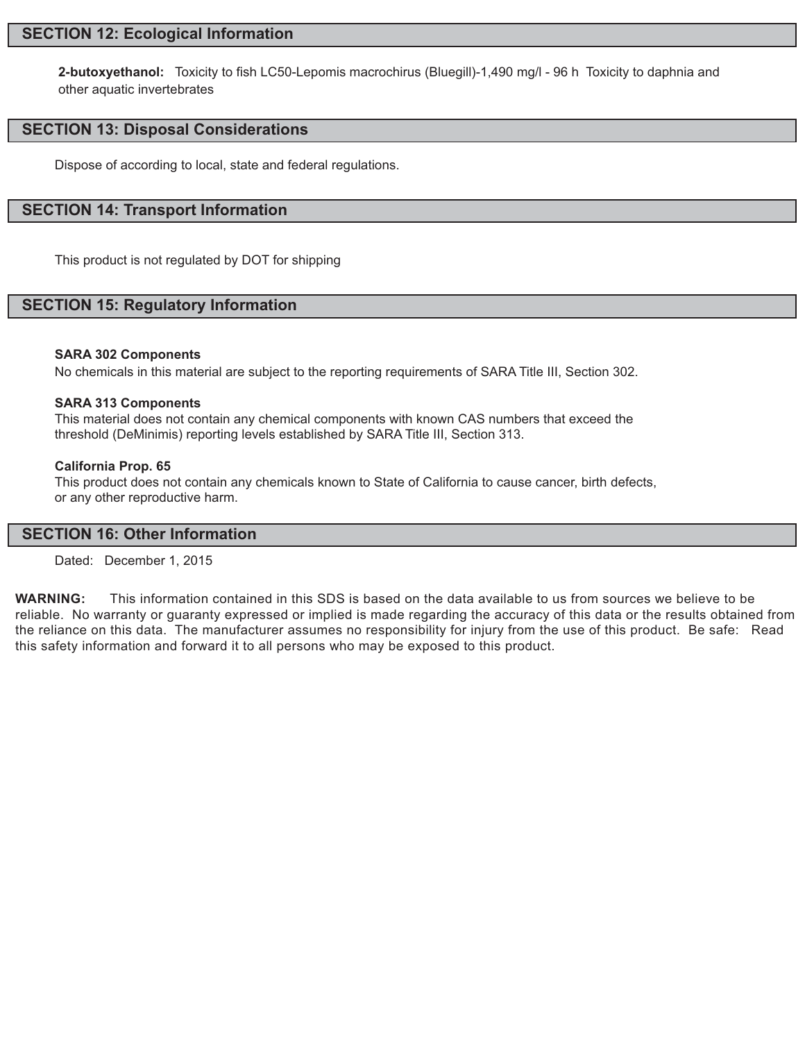## SECTION 12: Ecological Information

**2-butoxyethanol:** Toxicity to fish LC50-Lepomis macrochirus (Bluegill)-1,490 mg/l - 96 h Toxicity to daphnia and other aquatic invertebrates

## SECTION 13: Disposal Considerations

Dispose of according to local, state and federal regulations.

## SECTION 14: Transport Information

This product is not regulated by DOT for shipping

## SECTION 15: Regulatory Information

**SARA 302 Components**

No chemicals in this material are subject to the reporting requirements of SARA Title III, Section 302.

**SARA 313 Components**

This material does not contain any chemical components with known CAS numbers that exceed the threshold (DeMinimis) reporting levels established by SARA Title III, Section 313.

**California Prop. 65**

This product does not contain any chemicals known to State of California to cause cancer, birth defects, or any other reproductive harm.

## SECTION 16: Other Information

Dated: December 1, 2015

**WARNING:** This information contained in this SDS is based on the data available to us from sources we believe to be reliable. No warranty or guaranty expressed or implied is made regarding the accuracy of this data or the results obtained from the reliance on this data. The manufacturer assumes no responsibility for injury from the use of this product. Be safe: Read this safety information and forward it to all persons who may be exposed to this product.